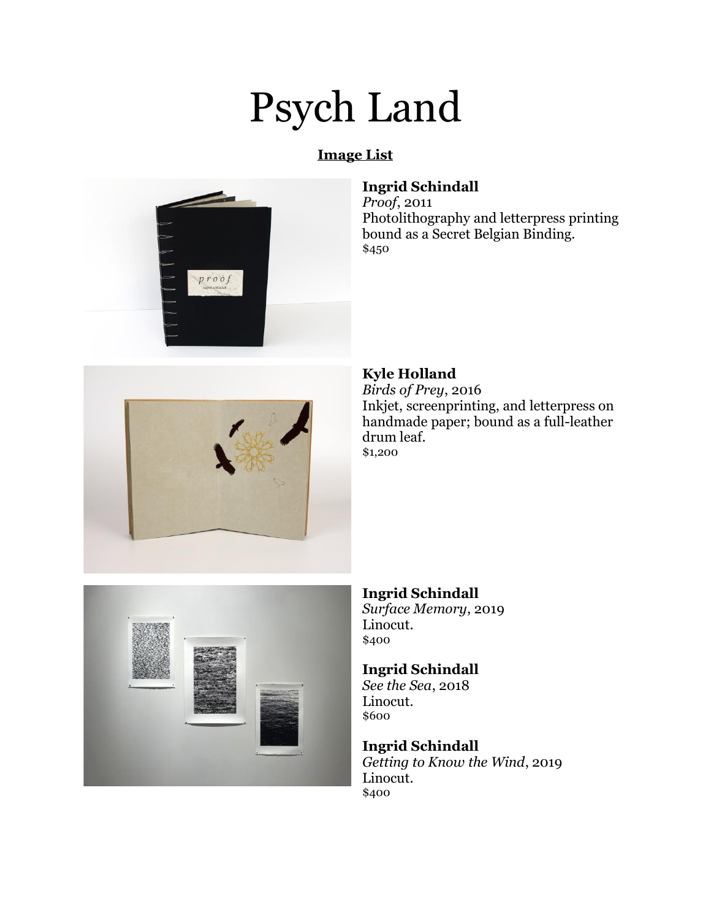# Psych Land

**Image List**

**Ingrid Schindall**
*Proof*, 2011
Photolithography and letterpress printing bound as a Secret Belgian Binding.
$450

**Kyle Holland**
*Birds of Prey*, 2016
Inkjet, screenprinting, and letterpress on handmade paper; bound as a full-leather drum leaf.
$1,200

**Ingrid Schindall**
*Surface Memory*, 2019
Linocut.
$400

**Ingrid Schindall**
*See the Sea*, 2018
Linocut.
$600

**Ingrid Schindall**
*Getting to Know the Wind*, 2019
Linocut.
$400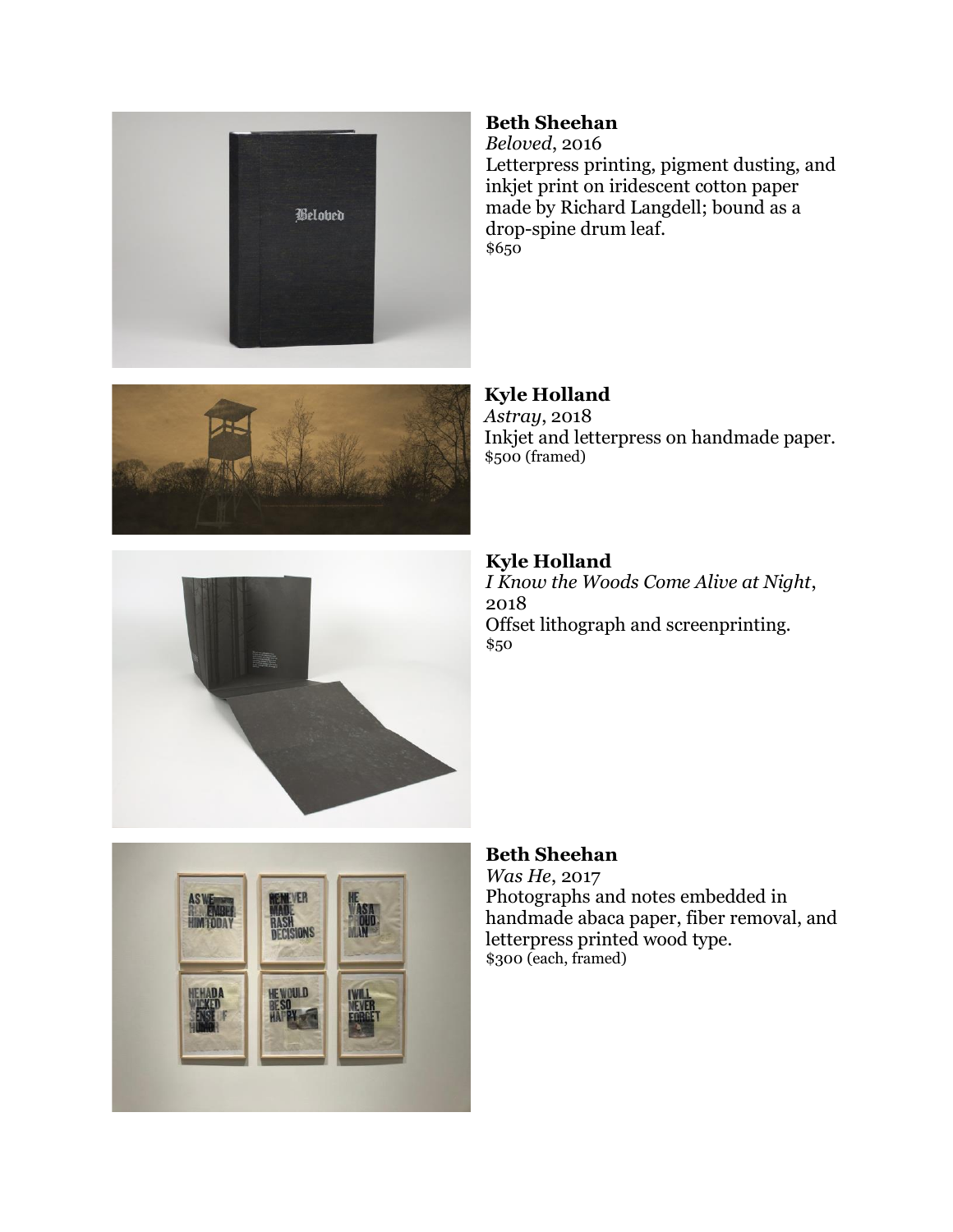**Beth Sheehan**
*Beloved*, 2016
Letterpress printing, pigment dusting, and inkjet print on iridescent cotton paper made by Richard Langdell; bound as a drop-spine drum leaf.
$650

**Kyle Holland**
*Astray*, 2018
Inkjet and letterpress on handmade paper.
$500 (framed)

**Kyle Holland**
*I Know the Woods Come Alive at Night*, 2018
Offset lithograph and screenprinting.
$50

**Beth Sheehan**
*Was He*, 2017
Photographs and notes embedded in handmade abaca paper, fiber removal, and letterpress printed wood type.
$300 (each, framed)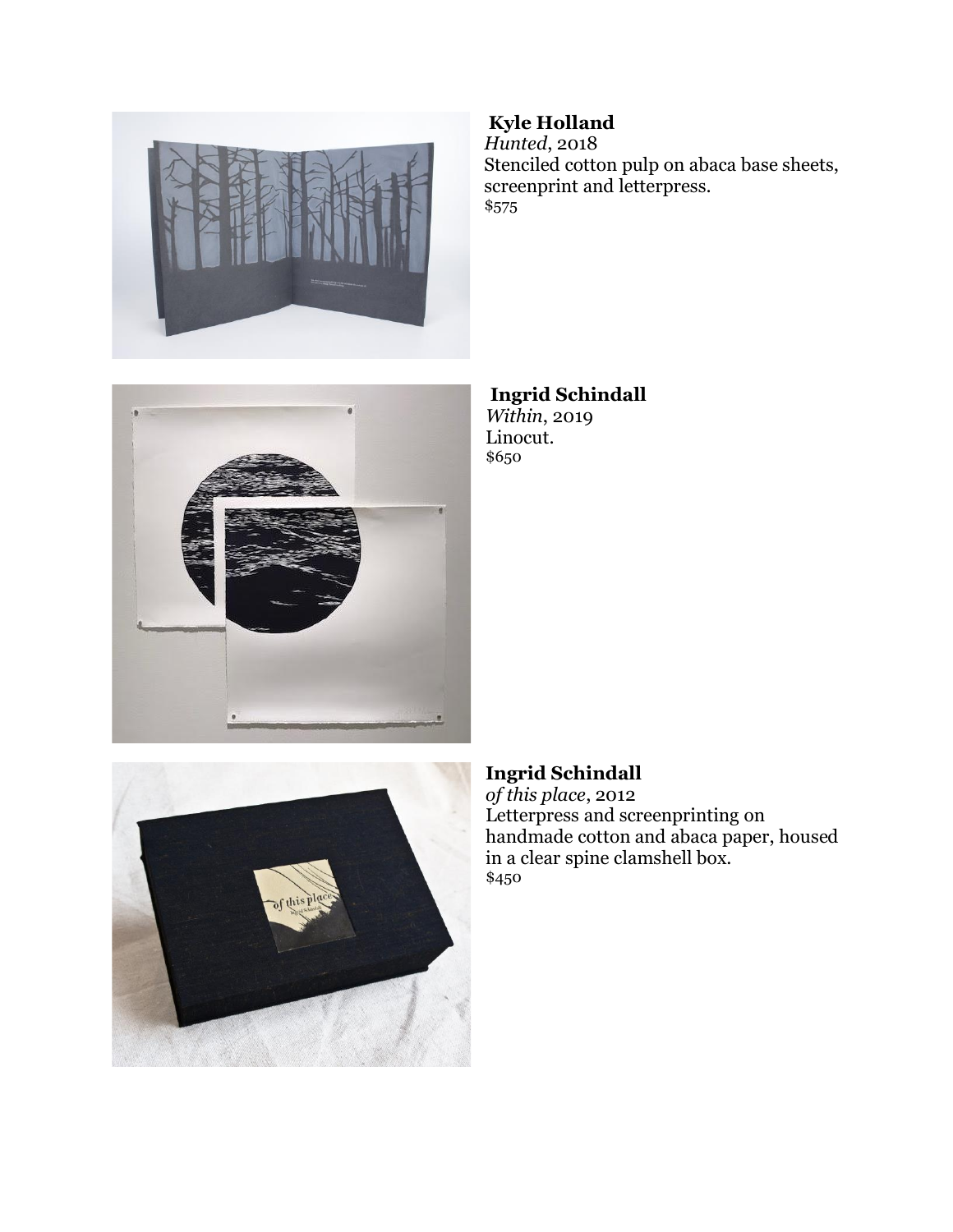**Kyle Holland**
*Hunted*, 2018
Stenciled cotton pulp on abaca base sheets, screenprint and letterpress.
$575

**Ingrid Schindall**
*Within*, 2019
Linocut.
$650

**Ingrid Schindall**
*of this place*, 2012
Letterpress and screenprinting on handmade cotton and abaca paper, housed in a clear spine clamshell box.
$450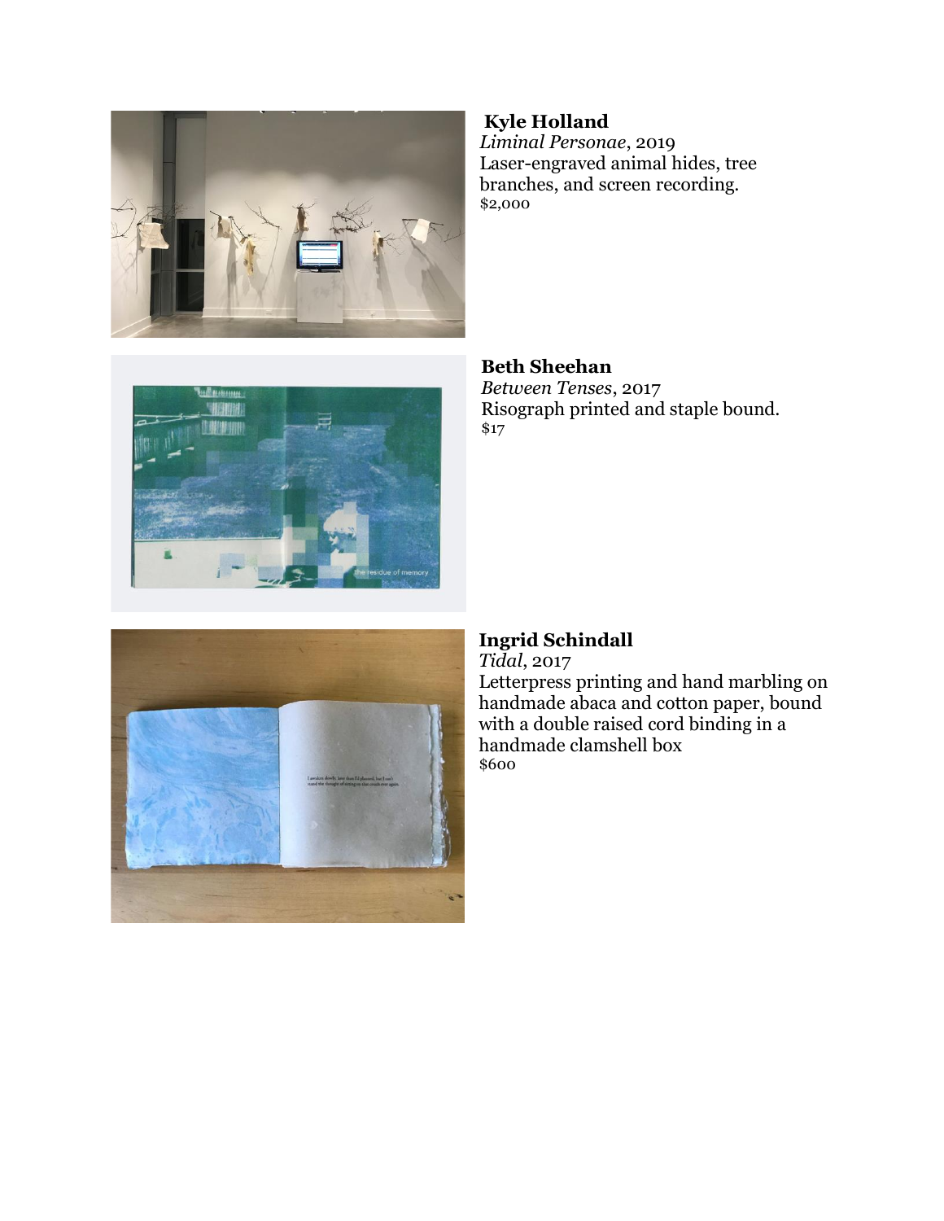**Kyle Holland**
*Liminal Personae*, 2019
Laser-engraved animal hides, tree branches, and screen recording.
$2,000

**Beth Sheehan**
*Between Tenses*, 2017
Risograph printed and staple bound.
$17

**Ingrid Schindall**
*Tidal*, 2017
Letterpress printing and hand marbling on handmade abaca and cotton paper, bound with a double raised cord binding in a handmade clamshell box
$600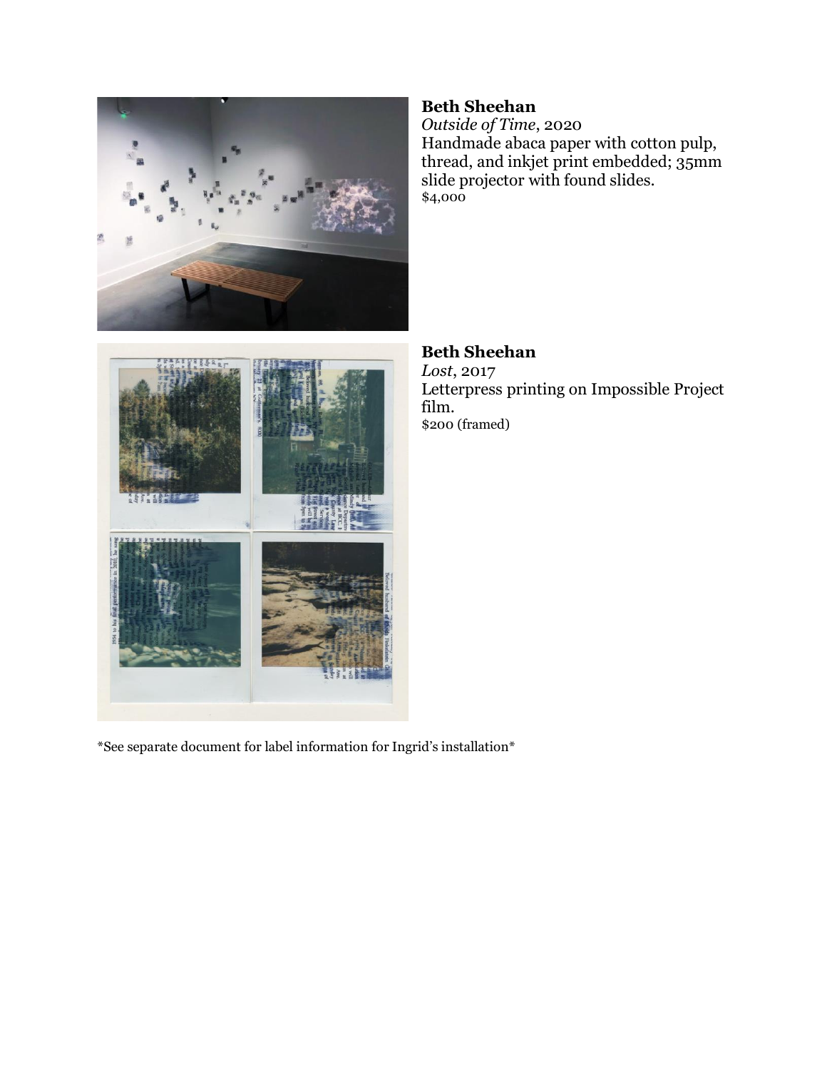**Beth Sheehan**
*Outside of Time*, 2020
Handmade abaca paper with cotton pulp, thread, and inkjet print embedded; 35mm slide projector with found slides.
$4,000

**Beth Sheehan**
*Lost*, 2017
Letterpress printing on Impossible Project film.
$200 (framed)

*See separate document for label information for Ingrid's installation*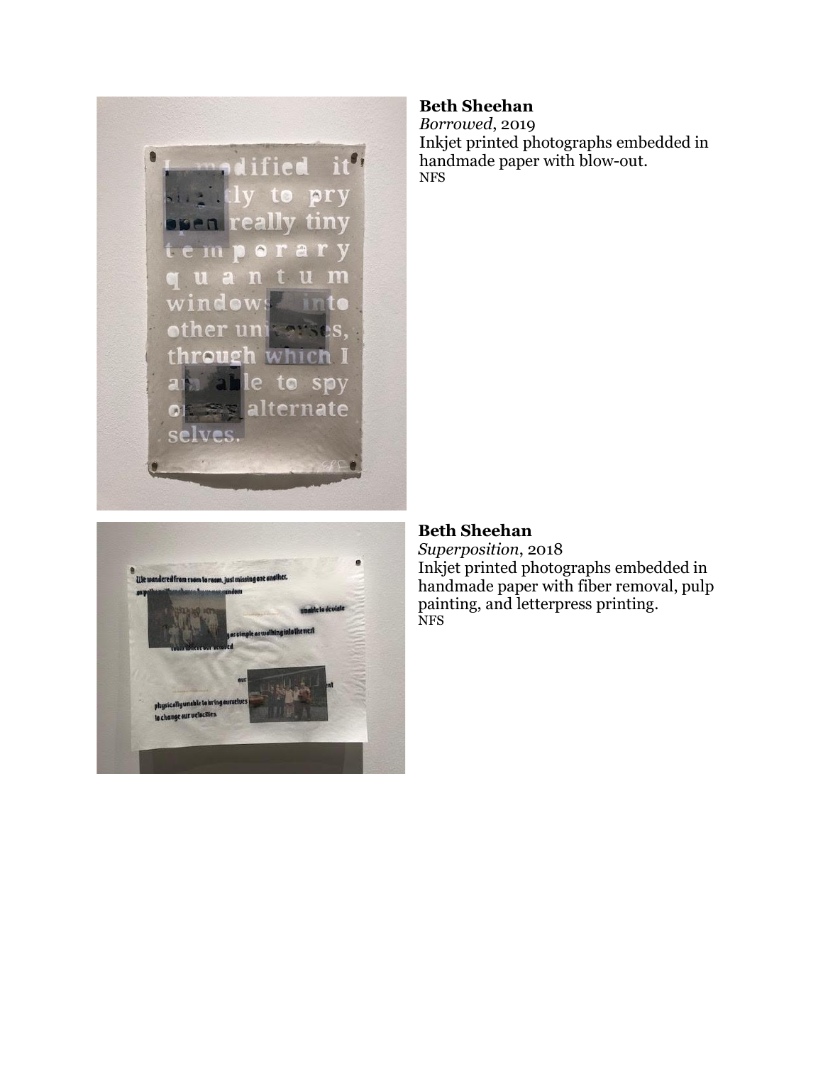**Beth Sheehan**
*Borrowed*, 2019
Inkjet printed photographs embedded in handmade paper with blow-out.
NFS

**Beth Sheehan**
*Superposition*, 2018
Inkjet printed photographs embedded in handmade paper with fiber removal, pulp painting, and letterpress printing.
NFS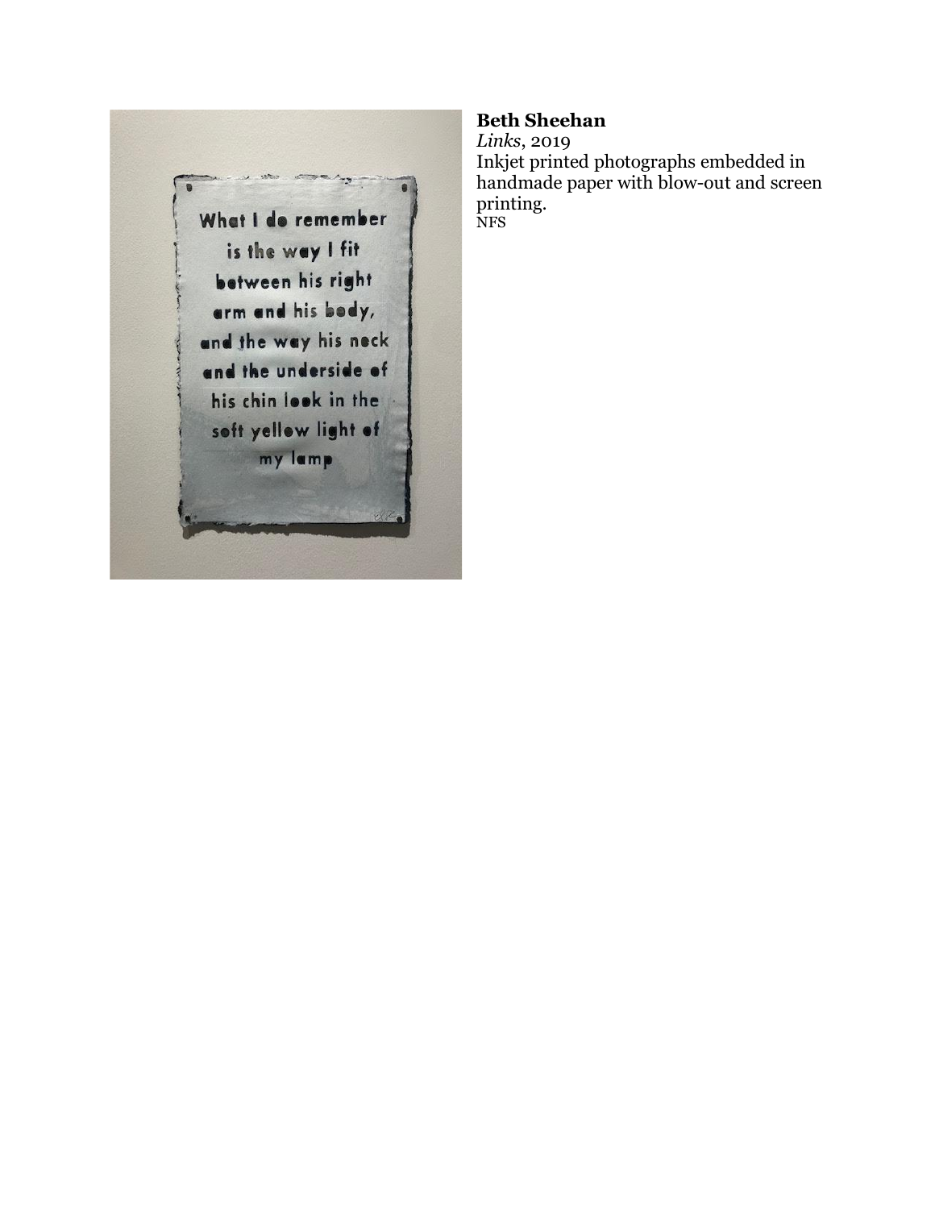**Beth Sheehan**
*Links*, 2019
Inkjet printed photographs embedded in handmade paper with blow-out and screen printing.
NFS